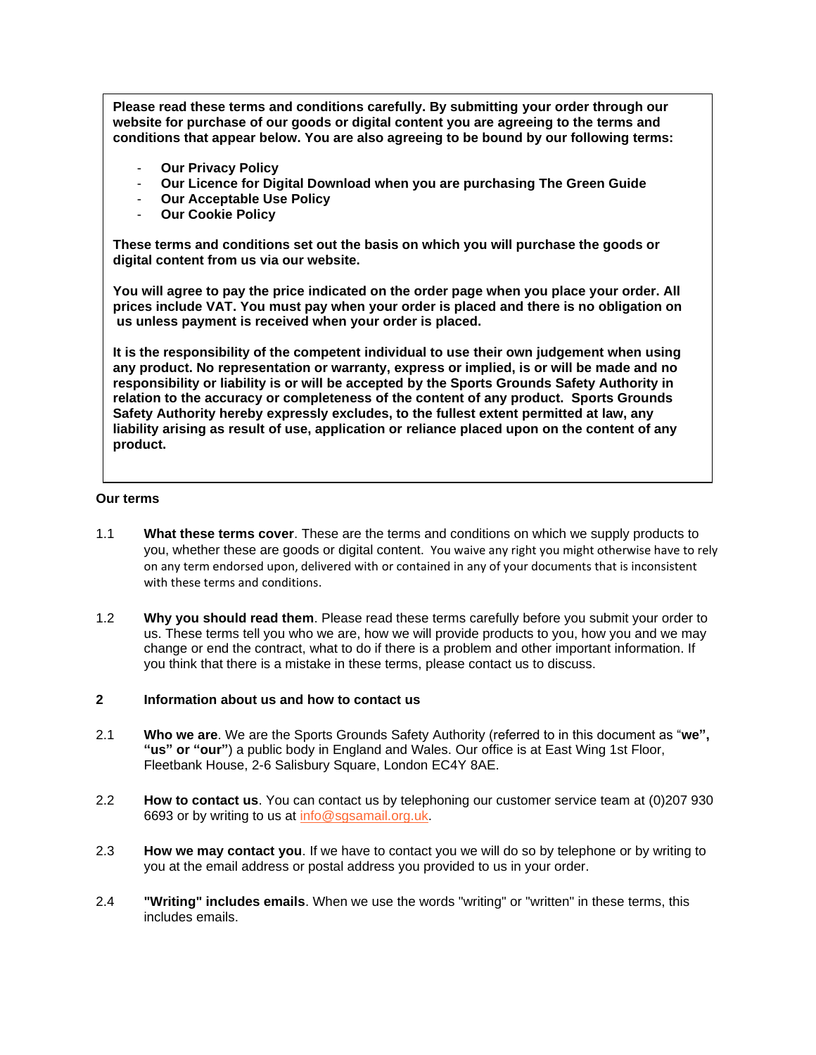**Please read these terms and conditions carefully. By submitting your order through our website for purchase of our goods or digital content you are agreeing to the terms and conditions that appear below. You are also agreeing to be bound by our following terms:**

- **Our Privacy Policy**
- **Our Licence for Digital Download when you are purchasing The Green Guide**
- **Our Acceptable Use Policy**
- **Our Cookie Policy**

**These terms and conditions set out the basis on which you will purchase the goods or digital content from us via our website.**

**You will agree to pay the price indicated on the order page when you place your order. All prices include VAT. You must pay when your order is placed and there is no obligation on us unless payment is received when your order is placed.**

**It is the responsibility of the competent individual to use their own judgement when using any product. No representation or warranty, express or implied, is or will be made and no responsibility or liability is or will be accepted by the Sports Grounds Safety Authority in relation to the accuracy or completeness of the content of any product. Sports Grounds Safety Authority hereby expressly excludes, to the fullest extent permitted at law, any liability arising as result of use, application or reliance placed upon on the content of any product.**

**Our terms**

1.1 **What these terms cover**. These are the terms and conditions on which we supply products to you, whether these are goods or digital content. You waive any right you might otherwise have to rely on any term endorsed upon, delivered with or contained in any of your documents that is inconsistent with these terms and conditions.

1.2 **Why you should read them**. Please read these terms carefully before you submit your order to us. These terms tell you who we are, how we will provide products to you, how you and we may change or end the contract, what to do if there is a problem and other important information. If you think that there is a mistake in these terms, please contact us to discuss.

**2 Information about us and how to contact us**

2.1 **Who we are**. We are the Sports Grounds Safety Authority (referred to in this document as "**we", "us" or "our"**) a public body in England and Wales. Our office is at East Wing 1st Floor, Fleetbank House, 2-6 Salisbury Square, London EC4Y 8AE.

2.2 **How to contact us**. You can contact us by telephoning our customer service team at (0)207 930 6693 or by writing to us at info@sgsamail.org.uk.

2.3 **How we may contact you**. If we have to contact you we will do so by telephone or by writing to you at the email address or postal address you provided to us in your order.

2.4 **"Writing" includes emails**. When we use the words "writing" or "written" in these terms, this includes emails.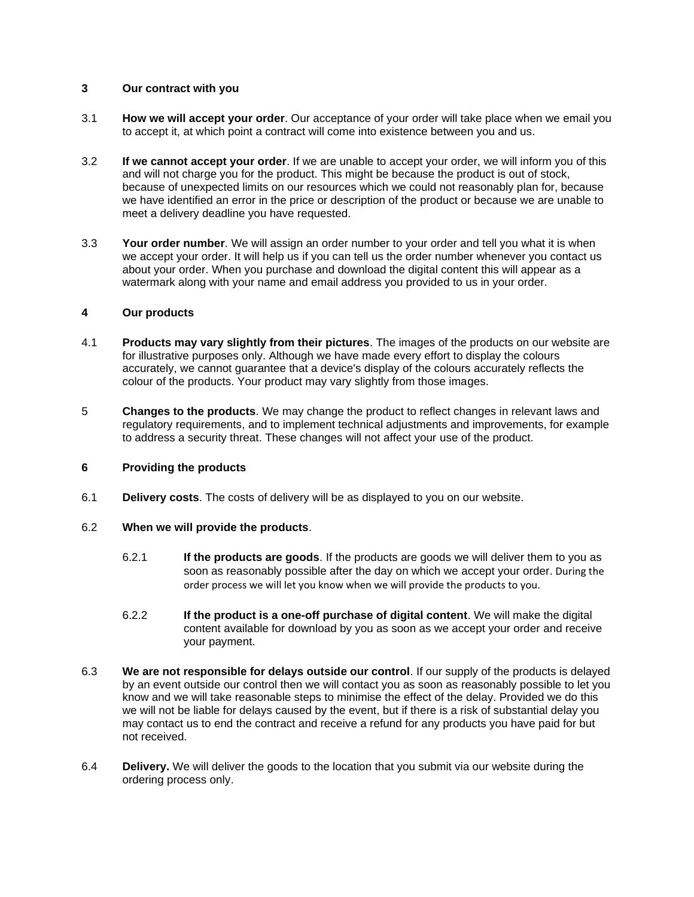## 3 Our contract with you

3.1 **How we will accept your order**. Our acceptance of your order will take place when we email you to accept it, at which point a contract will come into existence between you and us.

3.2 **If we cannot accept your order**. If we are unable to accept your order, we will inform you of this and will not charge you for the product. This might be because the product is out of stock, because of unexpected limits on our resources which we could not reasonably plan for, because we have identified an error in the price or description of the product or because we are unable to meet a delivery deadline you have requested.

3.3 **Your order number**. We will assign an order number to your order and tell you what it is when we accept your order. It will help us if you can tell us the order number whenever you contact us about your order. When you purchase and download the digital content this will appear as a watermark along with your name and email address you provided to us in your order.

## 4 Our products

4.1 **Products may vary slightly from their pictures**. The images of the products on our website are for illustrative purposes only. Although we have made every effort to display the colours accurately, we cannot guarantee that a device's display of the colours accurately reflects the colour of the products. Your product may vary slightly from those images.

5 **Changes to the products**. We may change the product to reflect changes in relevant laws and regulatory requirements, and to implement technical adjustments and improvements, for example to address a security threat. These changes will not affect your use of the product.

## 6 Providing the products

6.1 **Delivery costs**. The costs of delivery will be as displayed to you on our website.

6.2 **When we will provide the products**.

6.2.1 **If the products are goods**. If the products are goods we will deliver them to you as soon as reasonably possible after the day on which we accept your order. During the order process we will let you know when we will provide the products to you.

6.2.2 **If the product is a one-off purchase of digital content**. We will make the digital content available for download by you as soon as we accept your order and receive your payment.

6.3 **We are not responsible for delays outside our control**. If our supply of the products is delayed by an event outside our control then we will contact you as soon as reasonably possible to let you know and we will take reasonable steps to minimise the effect of the delay. Provided we do this we will not be liable for delays caused by the event, but if there is a risk of substantial delay you may contact us to end the contract and receive a refund for any products you have paid for but not received.

6.4 **Delivery.** We will deliver the goods to the location that you submit via our website during the ordering process only.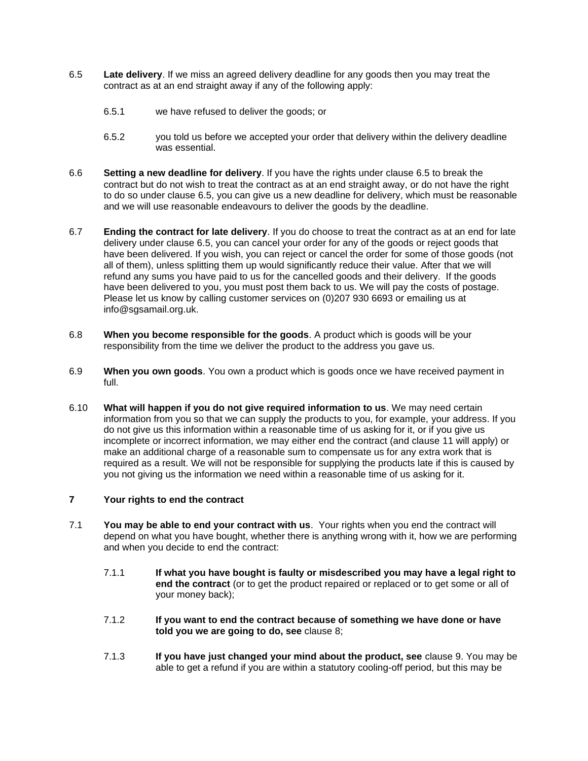6.5 **Late delivery**. If we miss an agreed delivery deadline for any goods then you may treat the contract as at an end straight away if any of the following apply:

6.5.1 we have refused to deliver the goods; or

6.5.2 you told us before we accepted your order that delivery within the delivery deadline was essential.

6.6 **Setting a new deadline for delivery**. If you have the rights under clause 6.5 to break the contract but do not wish to treat the contract as at an end straight away, or do not have the right to do so under clause 6.5, you can give us a new deadline for delivery, which must be reasonable and we will use reasonable endeavours to deliver the goods by the deadline.

6.7 **Ending the contract for late delivery**. If you do choose to treat the contract as at an end for late delivery under clause 6.5, you can cancel your order for any of the goods or reject goods that have been delivered. If you wish, you can reject or cancel the order for some of those goods (not all of them), unless splitting them up would significantly reduce their value. After that we will refund any sums you have paid to us for the cancelled goods and their delivery. If the goods have been delivered to you, you must post them back to us. We will pay the costs of postage. Please let us know by calling customer services on (0)207 930 6693 or emailing us at info@sgsamail.org.uk.

6.8 **When you become responsible for the goods**. A product which is goods will be your responsibility from the time we deliver the product to the address you gave us.

6.9 **When you own goods**. You own a product which is goods once we have received payment in full.

6.10 **What will happen if you do not give required information to us**. We may need certain information from you so that we can supply the products to you, for example, your address. If you do not give us this information within a reasonable time of us asking for it, or if you give us incomplete or incorrect information, we may either end the contract (and clause 11 will apply) or make an additional charge of a reasonable sum to compensate us for any extra work that is required as a result. We will not be responsible for supplying the products late if this is caused by you not giving us the information we need within a reasonable time of us asking for it.

## 7 Your rights to end the contract

7.1 **You may be able to end your contract with us**. Your rights when you end the contract will depend on what you have bought, whether there is anything wrong with it, how we are performing and when you decide to end the contract:

7.1.1 **If what you have bought is faulty or misdescribed you may have a legal right to end the contract** (or to get the product repaired or replaced or to get some or all of your money back);

7.1.2 **If you want to end the contract because of something we have done or have told you we are going to do, see** clause 8;

7.1.3 **If you have just changed your mind about the product, see** clause 9. You may be able to get a refund if you are within a statutory cooling-off period, but this may be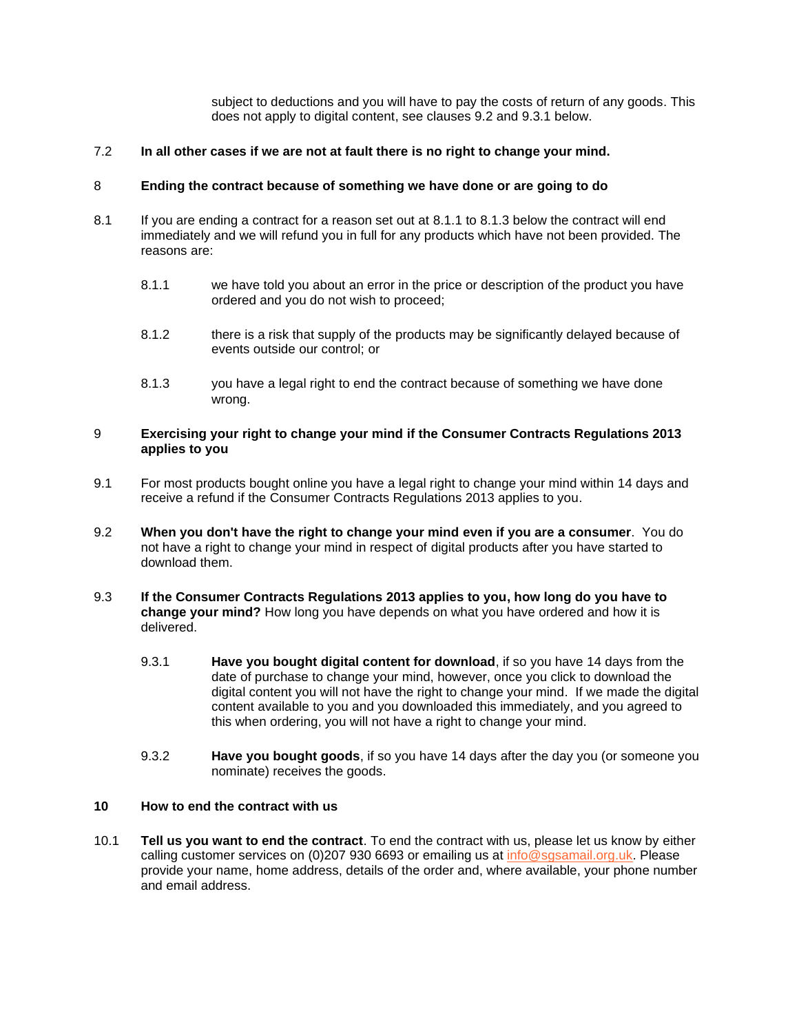subject to deductions and you will have to pay the costs of return of any goods. This does not apply to digital content, see clauses 9.2 and 9.3.1 below.

7.2 **In all other cases if we are not at fault there is no right to change your mind.**

## 8 Ending the contract because of something we have done or are going to do

8.1 If you are ending a contract for a reason set out at 8.1.1 to 8.1.3 below the contract will end immediately and we will refund you in full for any products which have not been provided. The reasons are:

8.1.1 we have told you about an error in the price or description of the product you have ordered and you do not wish to proceed;

8.1.2 there is a risk that supply of the products may be significantly delayed because of events outside our control; or

8.1.3 you have a legal right to end the contract because of something we have done wrong.

## 9 Exercising your right to change your mind if the Consumer Contracts Regulations 2013 applies to you

9.1 For most products bought online you have a legal right to change your mind within 14 days and receive a refund if the Consumer Contracts Regulations 2013 applies to you.

9.2 **When you don't have the right to change your mind even if you are a consumer**. You do not have a right to change your mind in respect of digital products after you have started to download them.

9.3 **If the Consumer Contracts Regulations 2013 applies to you, how long do you have to change your mind?** How long you have depends on what you have ordered and how it is delivered.

9.3.1 **Have you bought digital content for download**, if so you have 14 days from the date of purchase to change your mind, however, once you click to download the digital content you will not have the right to change your mind. If we made the digital content available to you and you downloaded this immediately, and you agreed to this when ordering, you will not have a right to change your mind.

9.3.2 **Have you bought goods**, if so you have 14 days after the day you (or someone you nominate) receives the goods.

## 10 How to end the contract with us

10.1 **Tell us you want to end the contract**. To end the contract with us, please let us know by either calling customer services on (0)207 930 6693 or emailing us at info@sgsamail.org.uk. Please provide your name, home address, details of the order and, where available, your phone number and email address.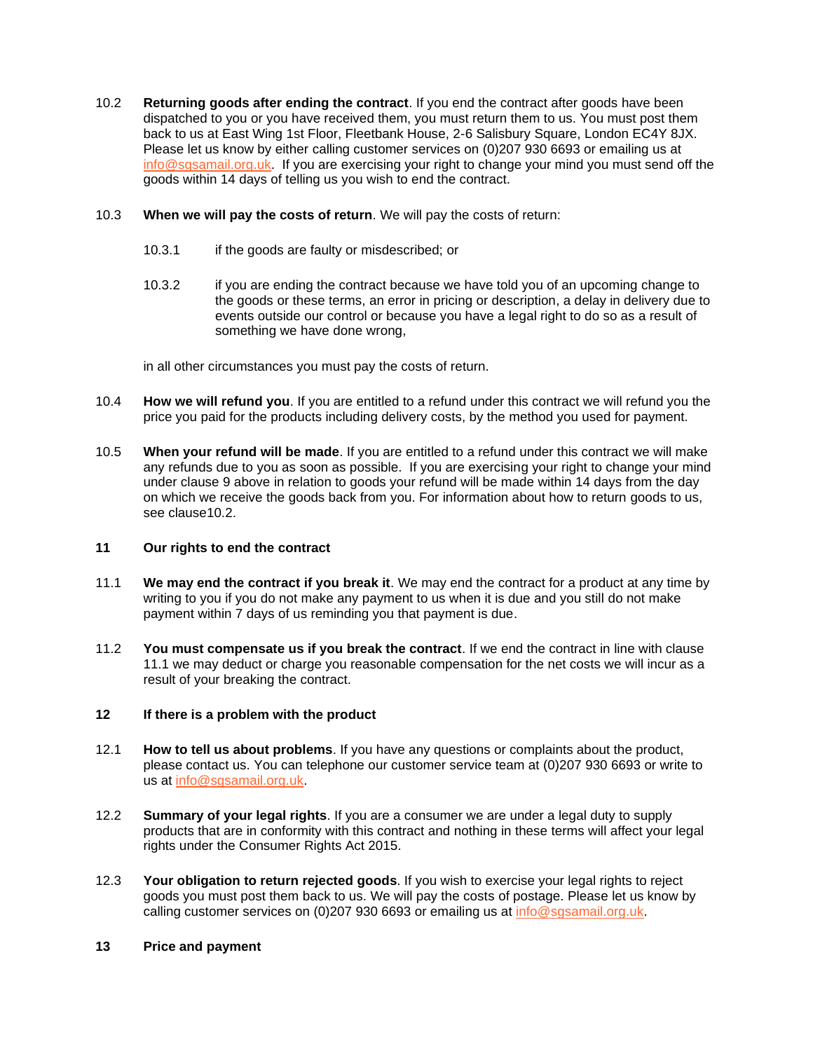10.2 **Returning goods after ending the contract**. If you end the contract after goods have been dispatched to you or you have received them, you must return them to us. You must post them back to us at East Wing 1st Floor, Fleetbank House, 2-6 Salisbury Square, London EC4Y 8JX. Please let us know by either calling customer services on (0)207 930 6693 or emailing us at info@sgsamail.org.uk. If you are exercising your right to change your mind you must send off the goods within 14 days of telling us you wish to end the contract.

10.3 **When we will pay the costs of return**. We will pay the costs of return:

10.3.1 if the goods are faulty or misdescribed; or

10.3.2 if you are ending the contract because we have told you of an upcoming change to the goods or these terms, an error in pricing or description, a delay in delivery due to events outside our control or because you have a legal right to do so as a result of something we have done wrong,

in all other circumstances you must pay the costs of return.

10.4 **How we will refund you**. If you are entitled to a refund under this contract we will refund you the price you paid for the products including delivery costs, by the method you used for payment.

10.5 **When your refund will be made**. If you are entitled to a refund under this contract we will make any refunds due to you as soon as possible. If you are exercising your right to change your mind under clause 9 above in relation to goods your refund will be made within 14 days from the day on which we receive the goods back from you. For information about how to return goods to us, see clause10.2.

## 11 Our rights to end the contract

11.1 **We may end the contract if you break it**. We may end the contract for a product at any time by writing to you if you do not make any payment to us when it is due and you still do not make payment within 7 days of us reminding you that payment is due.

11.2 **You must compensate us if you break the contract**. If we end the contract in line with clause 11.1 we may deduct or charge you reasonable compensation for the net costs we will incur as a result of your breaking the contract.

## 12 If there is a problem with the product

12.1 **How to tell us about problems**. If you have any questions or complaints about the product, please contact us. You can telephone our customer service team at (0)207 930 6693 or write to us at info@sgsamail.org.uk.

12.2 **Summary of your legal rights**. If you are a consumer we are under a legal duty to supply products that are in conformity with this contract and nothing in these terms will affect your legal rights under the Consumer Rights Act 2015.

12.3 **Your obligation to return rejected goods**. If you wish to exercise your legal rights to reject goods you must post them back to us. We will pay the costs of postage. Please let us know by calling customer services on (0)207 930 6693 or emailing us at info@sgsamail.org.uk.

## 13 Price and payment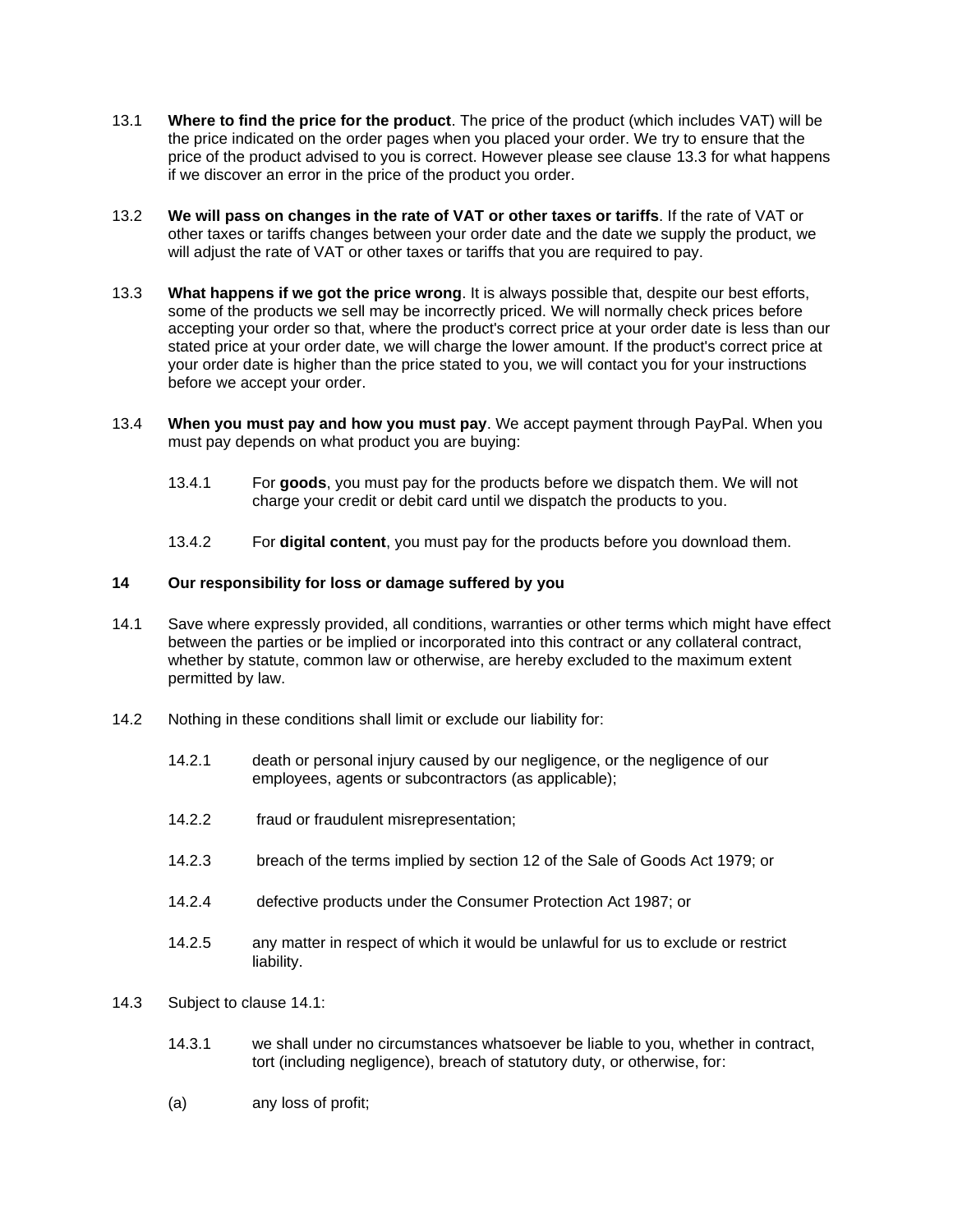13.1 **Where to find the price for the product**. The price of the product (which includes VAT) will be the price indicated on the order pages when you placed your order. We try to ensure that the price of the product advised to you is correct. However please see clause 13.3 for what happens if we discover an error in the price of the product you order.

13.2 **We will pass on changes in the rate of VAT or other taxes or tariffs**. If the rate of VAT or other taxes or tariffs changes between your order date and the date we supply the product, we will adjust the rate of VAT or other taxes or tariffs that you are required to pay.

13.3 **What happens if we got the price wrong**. It is always possible that, despite our best efforts, some of the products we sell may be incorrectly priced. We will normally check prices before accepting your order so that, where the product's correct price at your order date is less than our stated price at your order date, we will charge the lower amount. If the product's correct price at your order date is higher than the price stated to you, we will contact you for your instructions before we accept your order.

13.4 **When you must pay and how you must pay**. We accept payment through PayPal. When you must pay depends on what product you are buying:

13.4.1 For **goods**, you must pay for the products before we dispatch them. We will not charge your credit or debit card until we dispatch the products to you.

13.4.2 For **digital content**, you must pay for the products before you download them.

## 14 Our responsibility for loss or damage suffered by you

14.1 Save where expressly provided, all conditions, warranties or other terms which might have effect between the parties or be implied or incorporated into this contract or any collateral contract, whether by statute, common law or otherwise, are hereby excluded to the maximum extent permitted by law.

14.2 Nothing in these conditions shall limit or exclude our liability for:

14.2.1 death or personal injury caused by our negligence, or the negligence of our employees, agents or subcontractors (as applicable);

14.2.2 fraud or fraudulent misrepresentation;

14.2.3 breach of the terms implied by section 12 of the Sale of Goods Act 1979; or

14.2.4 defective products under the Consumer Protection Act 1987; or

14.2.5 any matter in respect of which it would be unlawful for us to exclude or restrict liability.

14.3 Subject to clause 14.1:

14.3.1 we shall under no circumstances whatsoever be liable to you, whether in contract, tort (including negligence), breach of statutory duty, or otherwise, for:

(a) any loss of profit;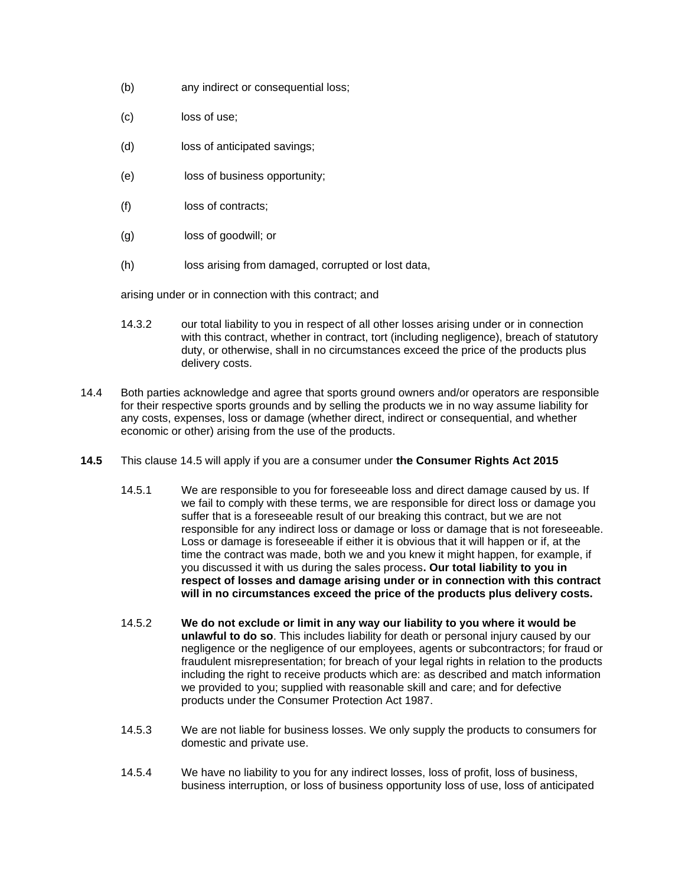(b) any indirect or consequential loss;

(c) loss of use;

(d) loss of anticipated savings;

(e) loss of business opportunity;

(f) loss of contracts;

(g) loss of goodwill; or

(h) loss arising from damaged, corrupted or lost data,

arising under or in connection with this contract; and

14.3.2 our total liability to you in respect of all other losses arising under or in connection with this contract, whether in contract, tort (including negligence), breach of statutory duty, or otherwise, shall in no circumstances exceed the price of the products plus delivery costs.

14.4 Both parties acknowledge and agree that sports ground owners and/or operators are responsible for their respective sports grounds and by selling the products we in no way assume liability for any costs, expenses, loss or damage (whether direct, indirect or consequential, and whether economic or other) arising from the use of the products.

**14.5** This clause 14.5 will apply if you are a consumer under **the Consumer Rights Act 2015**

14.5.1 We are responsible to you for foreseeable loss and direct damage caused by us. If we fail to comply with these terms, we are responsible for direct loss or damage you suffer that is a foreseeable result of our breaking this contract, but we are not responsible for any indirect loss or damage or loss or damage that is not foreseeable. Loss or damage is foreseeable if either it is obvious that it will happen or if, at the time the contract was made, both we and you knew it might happen, for example, if you discussed it with us during the sales process**. Our total liability to you in respect of losses and damage arising under or in connection with this contract will in no circumstances exceed the price of the products plus delivery costs.**

14.5.2 **We do not exclude or limit in any way our liability to you where it would be unlawful to do so**. This includes liability for death or personal injury caused by our negligence or the negligence of our employees, agents or subcontractors; for fraud or fraudulent misrepresentation; for breach of your legal rights in relation to the products including the right to receive products which are: as described and match information we provided to you; supplied with reasonable skill and care; and for defective products under the Consumer Protection Act 1987.

14.5.3 We are not liable for business losses. We only supply the products to consumers for domestic and private use.

14.5.4 We have no liability to you for any indirect losses, loss of profit, loss of business, business interruption, or loss of business opportunity loss of use, loss of anticipated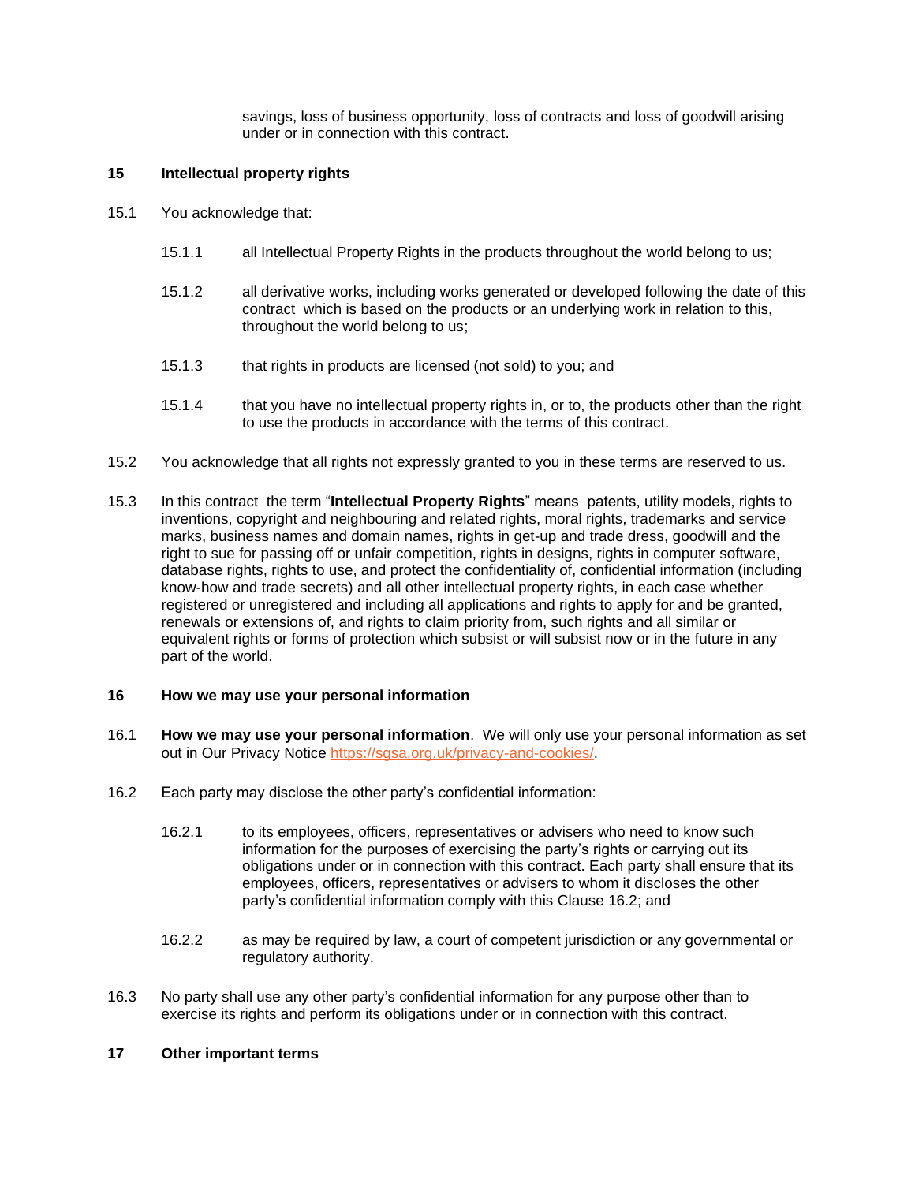savings, loss of business opportunity, loss of contracts and loss of goodwill arising under or in connection with this contract.

## 15 Intellectual property rights

15.1 You acknowledge that:

15.1.1 all Intellectual Property Rights in the products throughout the world belong to us;

15.1.2 all derivative works, including works generated or developed following the date of this contract which is based on the products or an underlying work in relation to this, throughout the world belong to us;

15.1.3 that rights in products are licensed (not sold) to you; and

15.1.4 that you have no intellectual property rights in, or to, the products other than the right to use the products in accordance with the terms of this contract.

15.2 You acknowledge that all rights not expressly granted to you in these terms are reserved to us.

15.3 In this contract the term "**Intellectual Property Rights**" means patents, utility models, rights to inventions, copyright and neighbouring and related rights, moral rights, trademarks and service marks, business names and domain names, rights in get-up and trade dress, goodwill and the right to sue for passing off or unfair competition, rights in designs, rights in computer software, database rights, rights to use, and protect the confidentiality of, confidential information (including know-how and trade secrets) and all other intellectual property rights, in each case whether registered or unregistered and including all applications and rights to apply for and be granted, renewals or extensions of, and rights to claim priority from, such rights and all similar or equivalent rights or forms of protection which subsist or will subsist now or in the future in any part of the world.

## 16 How we may use your personal information

16.1 **How we may use your personal information**. We will only use your personal information as set out in Our Privacy Notice https://sgsa.org.uk/privacy-and-cookies/.

16.2 Each party may disclose the other party's confidential information:

16.2.1 to its employees, officers, representatives or advisers who need to know such information for the purposes of exercising the party's rights or carrying out its obligations under or in connection with this contract. Each party shall ensure that its employees, officers, representatives or advisers to whom it discloses the other party's confidential information comply with this Clause 16.2; and

16.2.2 as may be required by law, a court of competent jurisdiction or any governmental or regulatory authority.

16.3 No party shall use any other party's confidential information for any purpose other than to exercise its rights and perform its obligations under or in connection with this contract.

## 17 Other important terms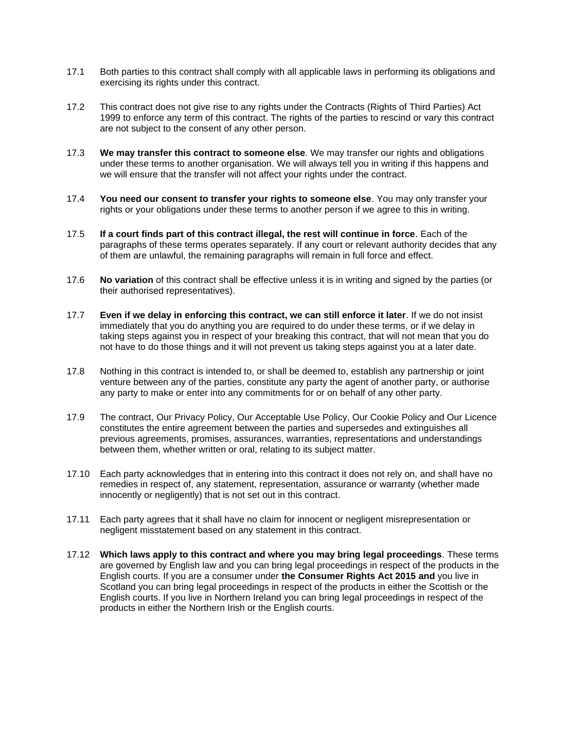17.1 Both parties to this contract shall comply with all applicable laws in performing its obligations and exercising its rights under this contract.

17.2 This contract does not give rise to any rights under the Contracts (Rights of Third Parties) Act 1999 to enforce any term of this contract. The rights of the parties to rescind or vary this contract are not subject to the consent of any other person.

17.3 **We may transfer this contract to someone else**. We may transfer our rights and obligations under these terms to another organisation. We will always tell you in writing if this happens and we will ensure that the transfer will not affect your rights under the contract.

17.4 **You need our consent to transfer your rights to someone else**. You may only transfer your rights or your obligations under these terms to another person if we agree to this in writing.

17.5 **If a court finds part of this contract illegal, the rest will continue in force**. Each of the paragraphs of these terms operates separately. If any court or relevant authority decides that any of them are unlawful, the remaining paragraphs will remain in full force and effect.

17.6 **No variation** of this contract shall be effective unless it is in writing and signed by the parties (or their authorised representatives).

17.7 **Even if we delay in enforcing this contract, we can still enforce it later**. If we do not insist immediately that you do anything you are required to do under these terms, or if we delay in taking steps against you in respect of your breaking this contract, that will not mean that you do not have to do those things and it will not prevent us taking steps against you at a later date.

17.8 Nothing in this contract is intended to, or shall be deemed to, establish any partnership or joint venture between any of the parties, constitute any party the agent of another party, or authorise any party to make or enter into any commitments for or on behalf of any other party.

17.9 The contract, Our Privacy Policy, Our Acceptable Use Policy, Our Cookie Policy and Our Licence constitutes the entire agreement between the parties and supersedes and extinguishes all previous agreements, promises, assurances, warranties, representations and understandings between them, whether written or oral, relating to its subject matter.

17.10 Each party acknowledges that in entering into this contract it does not rely on, and shall have no remedies in respect of, any statement, representation, assurance or warranty (whether made innocently or negligently) that is not set out in this contract.

17.11 Each party agrees that it shall have no claim for innocent or negligent misrepresentation or negligent misstatement based on any statement in this contract.

17.12 **Which laws apply to this contract and where you may bring legal proceedings**. These terms are governed by English law and you can bring legal proceedings in respect of the products in the English courts. If you are a consumer under **the Consumer Rights Act 2015 and** you live in Scotland you can bring legal proceedings in respect of the products in either the Scottish or the English courts. If you live in Northern Ireland you can bring legal proceedings in respect of the products in either the Northern Irish or the English courts.